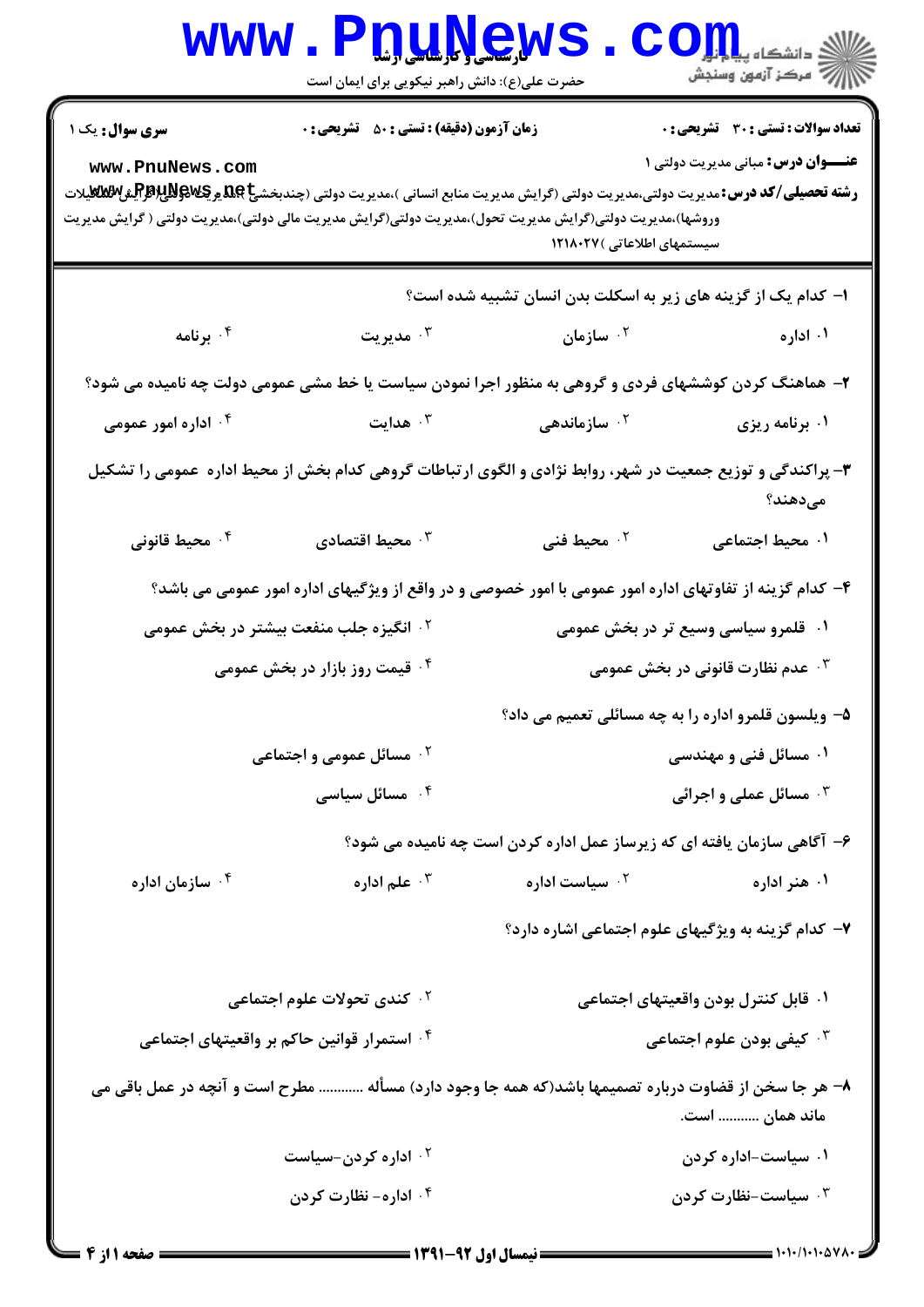**سری سوال:** یک ۱

**زمان آزمون (دقیقه) : تستی : ۵۰ تشریحی : ۰**

**تعداد سوالات : تستی : ۳۰ تشریحی : ۰**

**عنـــوان درس:** مبانی مدیریت دولتی ۱

**رشته تحصیلی/کد درس:** مدیریت دولتی،مدیریت دولتی (گرایش مدیریت منابع انسانی )،مدیریت دولتی (چندبخشی)،مدیریت دولتی(گرایش تحلیلات وروشها)،مدیریت دولتی(گرایش مدیریت تحول)،مدیریت دولتی(گرایش مدیریت مالی دولتی)،مدیریت دولتی ( گرایش مدیریت سیستمهای اطلاعاتی )۱۲۱۸۰۲۷

۱- کدام یک از گزینه های زیر به اسکلت بدن انسان تشبیه شده است؟

۱. اداره ۲. سازمان ۳. مدیریت ۴. برنامه

۲- هماهنگ کردن کوششهای فردی و گروهی به منظور اجرا نمودن سیاست یا خط مشی عمومی دولت چه نامیده می شود؟

۱. برنامه ریزی ۲. سازماندهی ۳. هدایت ۴. اداره امور عمومی

۳- پراکندگی و توزیع جمعیت در شهر، روابط نژادی و الگوی ارتباطات گروهی کدام بخش از محیط اداره عمومی را تشکیل می‌دهند؟

۱. محیط اجتماعی ۲. محیط فنی ۳. محیط اقتصادی ۴. محیط قانونی

۴- کدام گزینه از تفاوتهای اداره امور عمومی با امور خصوصی و در واقع از ویژگیهای اداره امور عمومی می باشد؟

۱. قلمرو سیاسی وسیع تر در بخش عمومی
۲. انگیزه جلب منفعت بیشتر در بخش عمومی
۳. عدم نظارت قانونی در بخش عمومی
۴. قیمت روز بازار در بخش عمومی

۵- ویلسون قلمرو اداره را به چه مسائلی تعمیم می داد؟

۱. مسائل فنی و مهندسی
۲. مسائل عمومی و اجتماعی
۳. مسائل عملی و اجرائی
۴. مسائل سیاسی

۶- آگاهی سازمان یافته ای که زیرساز عمل اداره کردن است چه نامیده می شود؟

۱. هنر اداره ۲. سیاست اداره ۳. علم اداره ۴. سازمان اداره

۷- کدام گزینه به ویژگیهای علوم اجتماعی اشاره دارد؟

۱. قابل کنترل بودن واقعیتهای اجتماعی
۲. کندی تحولات علوم اجتماعی
۳. کیفی بودن علوم اجتماعی
۴. استمرار قوانین حاکم بر واقعیتهای اجتماعی

۸- هر جا سخن از قضاوت درباره تصمیمها باشد(که همه جا وجود دارد) مسأله ........... مطرح است و آنچه در عمل باقی می ماند همان ........... است.

۱. سیاست-اداره کردن
۲. اداره کردن-سیاست
۳. سیاست-نظارت کردن
۴. اداره- نظارت کردن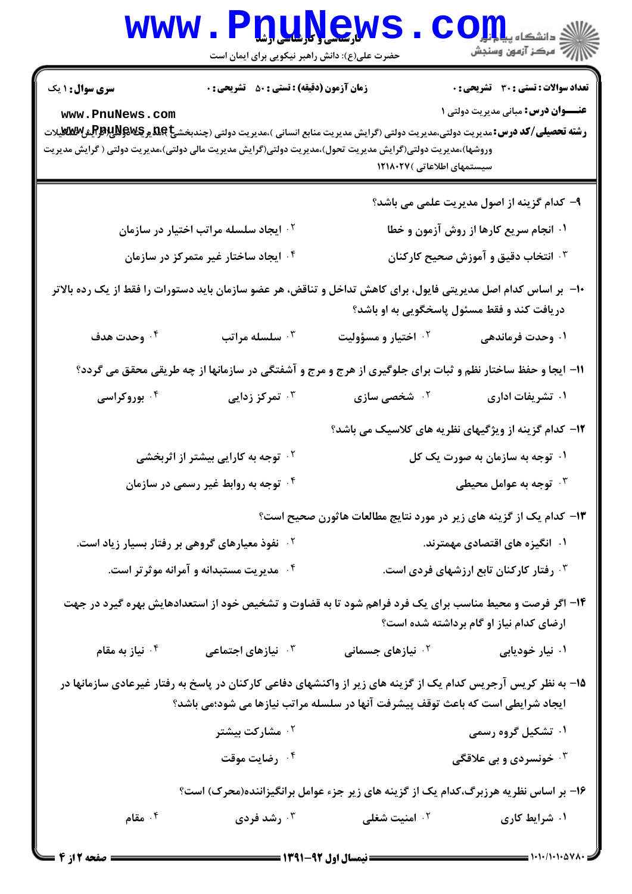**سری سوال:** ۱ یک

**زمان آزمون (دقیقه) : تستی : ۵۰ تشریحی : ۰**

**تعداد سوالات : تستی : ۳۰ تشریحی : ۰**

**عنـــوان درس:** مبانی مدیریت دولتی ۱

**رشته تحصیلی/کد درس:** مدیریت دولتی،مدیریت دولتی (گرایش مدیریت منابع انسانی )،مدیریت دولتی (چندبخشی )،مدیریت دولتی(گرایش تشکیلات وروشها)،مدیریت دولتی(گرایش مدیریت تحول)،مدیریت دولتی(گرایش مدیریت مالی دولتی)،مدیریت دولتی ( گرایش مدیریت سیستمهای اطلاعاتی )۱۲۱۸۰۲۷

۹- کدام گزینه از اصول مدیریت علمی می باشد؟

۱. انجام سریع کارها از روش آزمون و خطا
۲. ایجاد سلسله مراتب اختیار در سازمان
۳. انتخاب دقیق و آموزش صحیح کارکنان
۴. ایجاد ساختار غیر متمرکز در سازمان

۱۰- بر اساس کدام اصل مدیریتی فایول، برای کاهش تداخل و تناقض، هر عضو سازمان باید دستورات را فقط از یک رده بالاتر دریافت کند و فقط مسئول پاسخگویی به او باشد؟

۱. وحدت فرماندهی
۲. اختیار و مسؤولیت
۳. سلسله مراتب
۴. وحدت هدف

۱۱- ایجا و حفظ ساختار نظم و ثبات برای جلوگیری از هرج و مرج و آشفتگی در سازمانها از چه طریقی محقق می گردد؟

۱. تشریفات اداری
۲. شخصی سازی
۳. تمرکز زدایی
۴. بوروکراسی

۱۲- کدام گزینه از ویژگیهای نظریه های کلاسیک می باشد؟

۱. توجه به سازمان به صورت یک کل
۲. توجه به کارایی بیشتر از اثربخشی
۳. توجه به عوامل محیطی
۴. توجه به روابط غیر رسمی در سازمان

۱۳- کدام یک از گزینه های زیر در مورد نتایج مطالعات هاثورن صحیح است؟

۱. انگیزه های اقتصادی مهمترند.
۲. نفوذ معیارهای گروهی بر رفتار بسیار زیاد است.
۳. رفتار کارکنان تابع ارزشهای فردی است.
۴. مدیریت مستبدانه و آمرانه موثرتر است.

۱۴- اگر فرصت و محیط مناسب برای یک فرد فراهم شود تا به قضاوت و تشخیص خود از استعدادهایش بهره گیرد در جهت ارضای کدام نیاز او گام برداشته شده است؟

۱. نیار خودیابی
۲. نیازهای جسمانی
۳. نیازهای اجتماعی
۴. نیاز به مقام

۱۵- به نظر کریس آرجریس کدام یک از گزینه های زیر از واکنشهای دفاعی کارکنان در پاسخ به رفتار غیرعادی سازمانها در ایجاد شرایطی است که باعث توقف پیشرفت آنها در سلسله مراتب نیازها می شود؛می باشد؟

۱. تشکیل گروه رسمی
۲. مشارکت بیشتر
۳. خونسردی و بی علاقگی
۴. رضایت موقت

۱۶- بر اساس نظریه هرزبرگ،کدام یک از گزینه های زیر جزء عوامل برانگیزاننده(محرک) است؟

۱. شرایط کاری
۲. امنیت شغلی
۳. رشد فردی
۴. مقام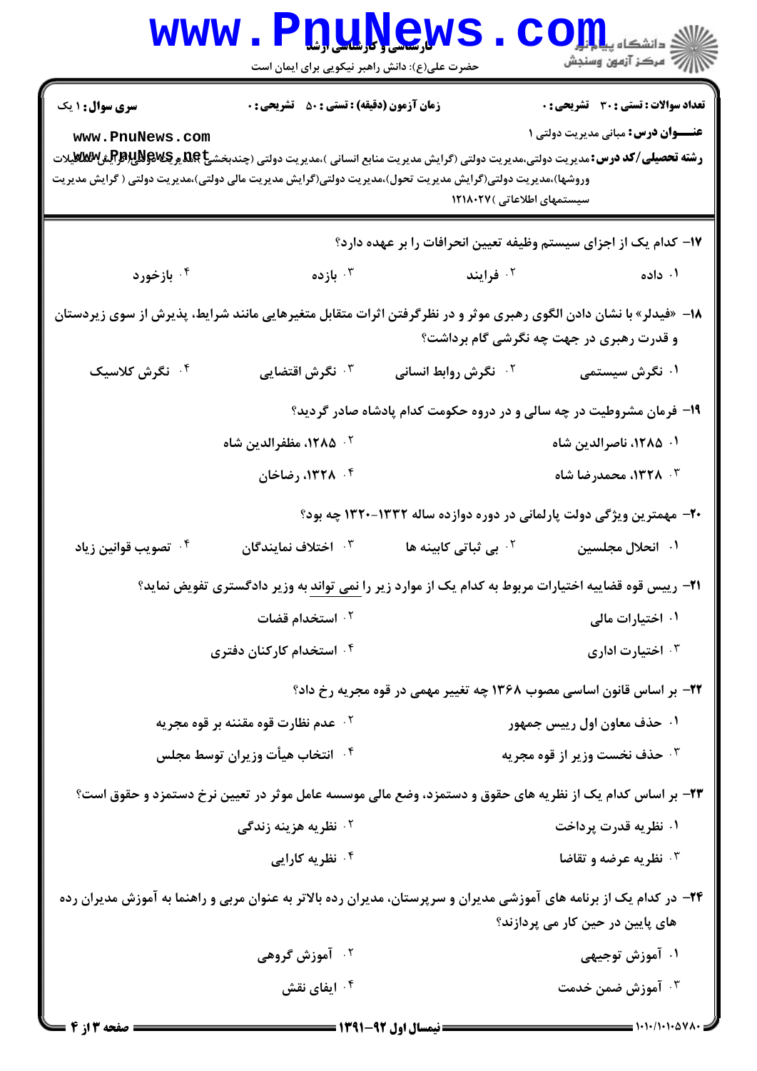**سری سوال:** ۱ یک | **زمان آزمون (دقیقه) : تستی :** ۵۰ **تشریحی :** ۰ | **تعداد سوالات : تستی :** ۳۰ **تشریحی :** ۰

**عنـــوان درس:** مبانی مدیریت دولتی ۱

**رشته تحصیلی/کد درس:** مدیریت دولتی،مدیریت دولتی (گرایش مدیریت منابع انسانی )،مدیریت دولتی (چندبخشی)،مدیریت دولتی(گرایش تشکیلات وروشها)،مدیریت دولتی(گرایش مدیریت تحول)،مدیریت دولتی(گرایش مدیریت مالی دولتی)،مدیریت دولتی ( گرایش مدیریت سیستمهای اطلاعاتی )۱۲۱۸۰۲۷

۱۷- کدام یک از اجزای سیستم وظیفه تعیین انحرافات را بر عهده دارد؟

۱. داده
۲. فرایند
۳. بازده
۴. بازخورد

۱۸- «فیدلر» با نشان دادن الگوی رهبری موثر و در نظرگرفتن اثرات متقابل متغیرهایی مانند شرایط، پذیرش از سوی زیردستان و قدرت رهبری در جهت چه نگرشی گام برداشت؟

۱. نگرش سیستمی
۲. نگرش روابط انسانی
۳. نگرش اقتضایی
۴. نگرش کلاسیک

۱۹- فرمان مشروطیت در چه سالی و در دروه حکومت کدام پادشاه صادر گردید؟

۱. ۱۲۸۵، ناصرالدین شاه
۲. ۱۲۸۵، مظفرالدین شاه
۳. ۱۳۲۸، محمدرضا شاه
۴. ۱۳۲۸، رضاخان

۲۰- مهمترین ویژگی دولت پارلمانی در دوره دوازده ساله ۱۳۳۲-۱۳۲۰ چه بود؟

۱. انحلال مجلسین
۲. بی ثباتی کابینه ها
۳. اختلاف نمایندگان
۴. تصویب قوانین زیاد

۲۱- رییس قوه قضاییه اختیارات مربوط به کدام یک از موارد زیر را نمی تواند به وزیر دادگستری تفویض نماید؟

۱. اختیارات مالی
۲. استخدام قضات
۳. اختیارات اداری
۴. استخدام کارکنان دفتری

۲۲- بر اساس قانون اساسی مصوب ۱۳۶۸ چه تغییر مهمی در قوه مجریه رخ داد؟

۱. حذف معاون اول رییس جمهور
۲. عدم نظارت قوه مقننه بر قوه مجریه
۳. حذف نخست وزیر از قوه مجریه
۴. انتخاب هیأت وزیران توسط مجلس

۲۳- بر اساس کدام یک از نظریه های حقوق و دستمزد، وضع مالی موسسه عامل موثر در تعیین نرخ دستمزد و حقوق است؟

۱. نظریه قدرت پرداخت
۲. نظریه هزینه زندگی
۳. نظریه عرضه و تقاضا
۴. نظریه کارایی

۲۴- در کدام یک از برنامه های آموزشی مدیران و سرپرستان، مدیران رده بالاتر به عنوان مربی و راهنما به آموزش مدیران رده های پایین در حین کار می پردازند؟

۱. آموزش توجیهی
۲. آموزش گروهی
۳. آموزش ضمن خدمت
۴. ایفای نقش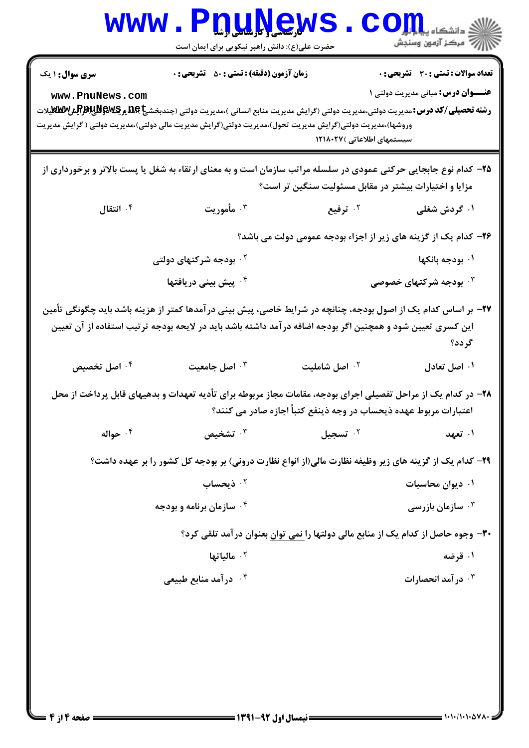**۲۵-** کدام نوع جابجایی حرکتی عمودی در سلسله مراتب سازمان است و به معنای ارتقاء به شغل یا پست بالاتر و برخورداری از مزایا و اختیارات بیشتر در مقابل مسئولیت سنگین تر است؟

۱. گردش شغلی
۲. ترفیع
۳. مأموریت
۴. انتقال

**۲۶-** کدام یک از گزینه های زیر از اجزاء بودجه عمومی دولت می باشد؟

۱. بودجه بانکها
۲. بودجه شرکتهای دولتی
۳. بودجه شرکتهای خصوصی
۴. پیش بینی دریافتها

**۲۷-** بر اساس کدام یک از اصول بودجه، چنانچه در شرایط خاصی، پیش بینی درآمدها کمتر از هزینه باشد باید چگونگی تأمین این کسری تعیین شود و همچنین اگر بودجه اضافه درآمد داشته باشد باید در لایحه بودجه ترتیب استفاده از آن تعیین گردد؟

۱. اصل تعادل
۲. اصل شاملیت
۳. اصل جامعیت
۴. اصل تخصیص

**۲۸-** در کدام یک از مراحل تفصیلی اجرای بودجه، مقامات مجاز مربوطه برای تأدیه تعهدات و بدهیهای قابل پرداخت از محل اعتبارات مربوط عهده ذیحساب در وجه ذینفع کتباً اجازه صادر می کنند؟

۱. تعهد
۲. تسجیل
۳. تشخیص
۴. حواله

**۲۹-** کدام یک از گزینه های زیر وظیفه نظارت مالی(از انواع نظارت درونی) بر بودجه کل کشور را بر عهده داشت؟

۱. دیوان محاسبات
۲. ذیحساب
۳. سازمان بازرسی
۴. سازمان برنامه و بودجه

**۳۰-** وجوه حاصل از کدام یک از منابع مالی دولتها را نمی توان بعنوان درآمد تلقی کرد؟

۱. قرضه
۲. مالیاتها
۳. درآمد انحصارات
۴. درآمد منابع طبیعی